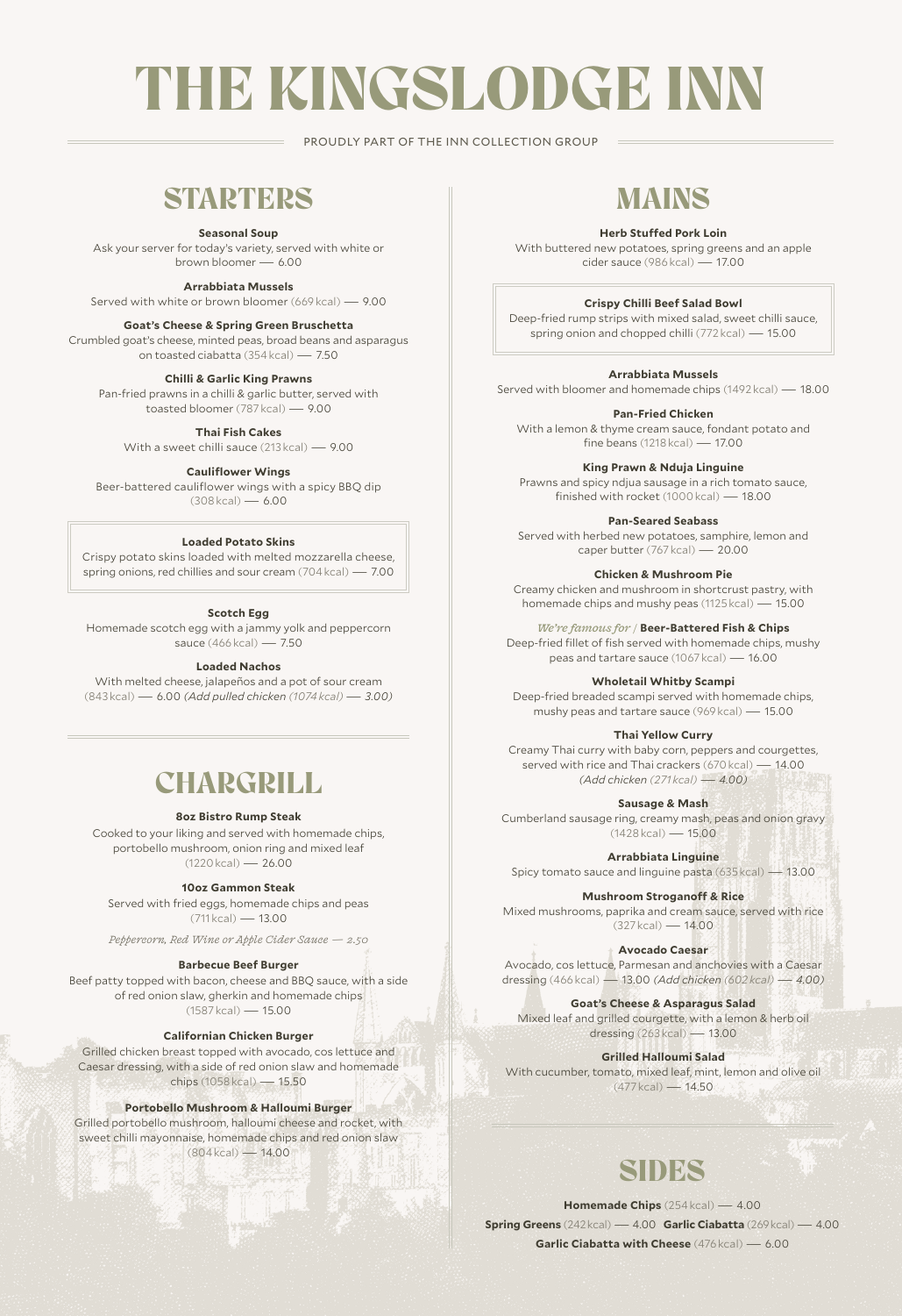# THE KINGSLODGE INN

PROUDLY PART OF THE INN COLLECTION GROUP

## STARTERS

**Seasonal Soup**
Ask your server for today's variety, served with white or brown bloomer — 6.00

**Arrabbiata Mussels**
Served with white or brown bloomer (669 kcal) — 9.00

**Goat's Cheese & Spring Green Bruschetta**
Crumbled goat's cheese, minted peas, broad beans and asparagus on toasted ciabatta (354 kcal) — 7.50

**Chilli & Garlic King Prawns**
Pan-fried prawns in a chilli & garlic butter, served with toasted bloomer (787 kcal) — 9.00

**Thai Fish Cakes**
With a sweet chilli sauce (213 kcal) — 9.00

**Cauliflower Wings**
Beer-battered cauliflower wings with a spicy BBQ dip (308 kcal) — 6.00

**Loaded Potato Skins**
Crispy potato skins loaded with melted mozzarella cheese, spring onions, red chillies and sour cream (704 kcal) — 7.00

**Scotch Egg**
Homemade scotch egg with a jammy yolk and peppercorn sauce (466 kcal) — 7.50

**Loaded Nachos**
With melted cheese, jalapeños and a pot of sour cream (843 kcal) — 6.00 *(Add pulled chicken (1074 kcal) — 3.00)*

## CHARGRILL

**8oz Bistro Rump Steak**
Cooked to your liking and served with homemade chips, portobello mushroom, onion ring and mixed leaf (1220 kcal) — 26.00

**10oz Gammon Steak**
Served with fried eggs, homemade chips and peas (711 kcal) — 13.00

*Peppercorn, Red Wine or Apple Cider Sauce — 2.50*

**Barbecue Beef Burger**
Beef patty topped with bacon, cheese and BBQ sauce, with a side of red onion slaw, gherkin and homemade chips (1587 kcal) — 15.00

**Californian Chicken Burger**
Grilled chicken breast topped with avocado, cos lettuce and Caesar dressing, with a side of red onion slaw and homemade chips (1058 kcal) — 15.50

**Portobello Mushroom & Halloumi Burger**
Grilled portobello mushroom, halloumi cheese and rocket, with sweet chilli mayonnaise, homemade chips and red onion slaw (804 kcal) — 14.00

## MAINS

**Herb Stuffed Pork Loin**
With buttered new potatoes, spring greens and an apple cider sauce (986 kcal) — 17.00

**Crispy Chilli Beef Salad Bowl**
Deep-fried rump strips with mixed salad, sweet chilli sauce, spring onion and chopped chilli (772 kcal) — 15.00

**Arrabbiata Mussels**
Served with bloomer and homemade chips (1492 kcal) — 18.00

**Pan-Fried Chicken**
With a lemon & thyme cream sauce, fondant potato and fine beans (1218 kcal) — 17.00

**King Prawn & Nduja Linguine**
Prawns and spicy ndjua sausage in a rich tomato sauce, finished with rocket (1000 kcal) — 18.00

**Pan-Seared Seabass**
Served with herbed new potatoes, samphire, lemon and caper butter (767 kcal) — 20.00

**Chicken & Mushroom Pie**
Creamy chicken and mushroom in shortcrust pastry, with homemade chips and mushy peas (1125 kcal) — 15.00

*We're famous for* / **Beer-Battered Fish & Chips**
Deep-fried fillet of fish served with homemade chips, mushy peas and tartare sauce (1067 kcal) — 16.00

**Wholetail Whitby Scampi**
Deep-fried breaded scampi served with homemade chips, mushy peas and tartare sauce (969 kcal) — 15.00

**Thai Yellow Curry**
Creamy Thai curry with baby corn, peppers and courgettes, served with rice and Thai crackers (670 kcal) — 14.00 *(Add chicken (271 kcal) — 4.00)*

**Sausage & Mash**
Cumberland sausage ring, creamy mash, peas and onion gravy (1428 kcal) — 15.00

**Arrabbiata Linguine**
Spicy tomato sauce and linguine pasta (635 kcal) — 13.00

**Mushroom Stroganoff & Rice**
Mixed mushrooms, paprika and cream sauce, served with rice (327 kcal) — 14.00

**Avocado Caesar**
Avocado, cos lettuce, Parmesan and anchovies with a Caesar dressing (466 kcal) — 13.00 *(Add chicken (602 kcal) — 4.00)*

**Goat's Cheese & Asparagus Salad**
Mixed leaf and grilled courgette, with a lemon & herb oil dressing (263 kcal) — 13.00

**Grilled Halloumi Salad**
With cucumber, tomato, mixed leaf, mint, lemon and olive oil (477 kcal) — 14.50

## SIDES

**Homemade Chips** (254 kcal) — 4.00
**Spring Greens** (242 kcal) — 4.00 **Garlic Ciabatta** (269 kcal) — 4.00
**Garlic Ciabatta with Cheese** (476 kcal) — 6.00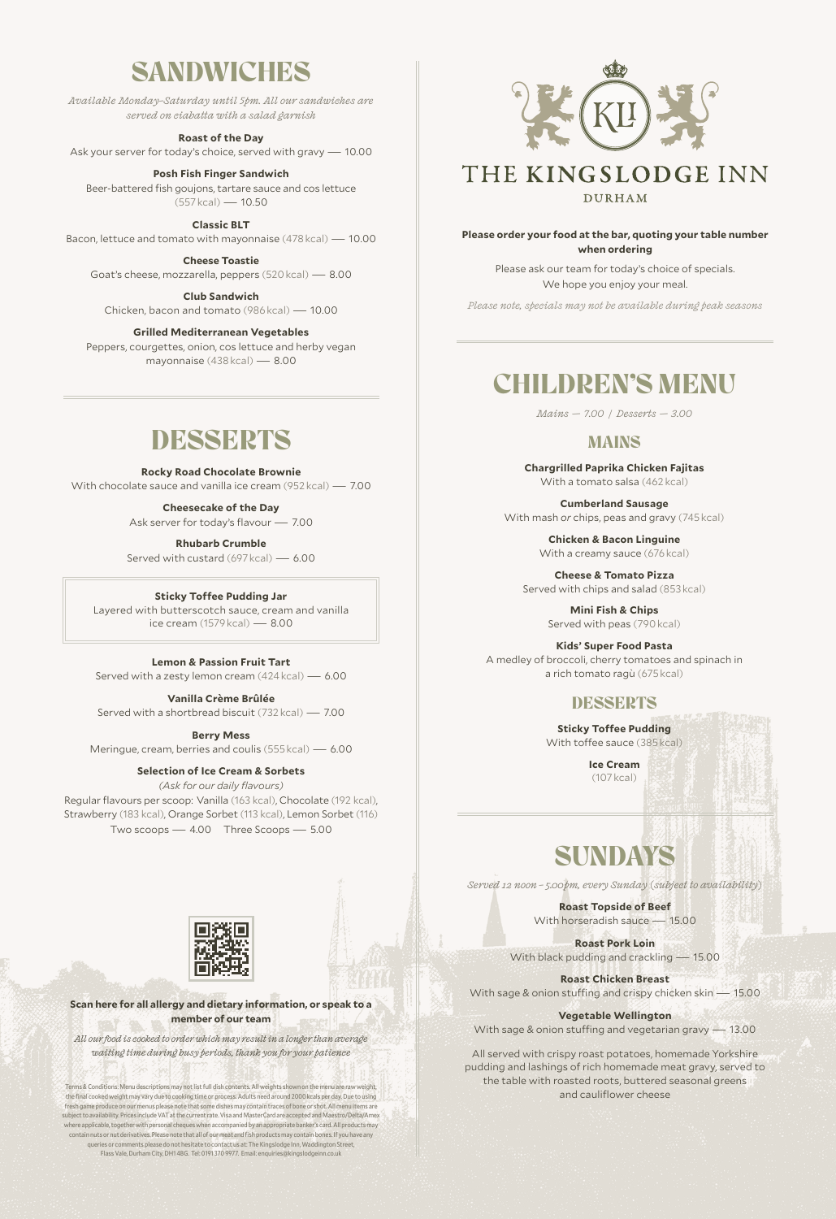# SANDWICHES

*Available Monday–Saturday until 5pm. All our sandwiches are served on ciabatta with a salad garnish*

**Roast of the Day**
Ask your server for today's choice, served with gravy — 10.00

**Posh Fish Finger Sandwich**
Beer-battered fish goujons, tartare sauce and cos lettuce (557 kcal) — 10.50

**Classic BLT**
Bacon, lettuce and tomato with mayonnaise (478 kcal) — 10.00

**Cheese Toastie**
Goat's cheese, mozzarella, peppers (520 kcal) — 8.00

**Club Sandwich**
Chicken, bacon and tomato (986 kcal) — 10.00

**Grilled Mediterranean Vegetables**
Peppers, courgettes, onion, cos lettuce and herby vegan mayonnaise (438 kcal) — 8.00

# DESSERTS

**Rocky Road Chocolate Brownie**
With chocolate sauce and vanilla ice cream (952 kcal) — 7.00

**Cheesecake of the Day**
Ask server for today's flavour — 7.00

**Rhubarb Crumble**
Served with custard (697 kcal) — 6.00

**Sticky Toffee Pudding Jar**
Layered with butterscotch sauce, cream and vanilla ice cream (1579 kcal) — 8.00

**Lemon & Passion Fruit Tart**
Served with a zesty lemon cream (424 kcal) — 6.00

**Vanilla Crème Brûlée**
Served with a shortbread biscuit (732 kcal) — 7.00

**Berry Mess**
Meringue, cream, berries and coulis (555 kcal) — 6.00

**Selection of Ice Cream & Sorbets**
*(Ask for our daily flavours)*
Regular flavours per scoop: Vanilla (163 kcal), Chocolate (192 kcal), Strawberry (183 kcal), Orange Sorbet (113 kcal), Lemon Sorbet (116)
Two scoops — 4.00 Three Scoops — 5.00

**Scan here for all allergy and dietary information, or speak to a member of our team**

*All our food is cooked to order which may result in a longer than average waiting time during busy periods, thank you for your patience*

Terms & Conditions: Menu descriptions may not list full dish contents. All weights shown on the menu are raw weight, the final cooked weight may vary due to cooking time or process. Adults need around 2000 kcals per day. Due to using fresh game produce on our menus please note that some dishes may contain traces of bone or shot. All menu items are subject to availability. Prices include VAT at the current rate. Visa and MasterCard are accepted and Maestro/Delta/Amex where applicable, together with personal cheques when accompanied by an appropriate banker's card. All products may contain nuts or nut derivatives. Please note that all of our meat and fish products may contain bones. If you have any queries or comments please do not hesitate to contact us at: The Kingslodge Inn, Waddington Street, Flass Vale, Durham City, DH1 4BG. Tel: 0191 370 9977. Email: enquiries@kingslodgeinn.co.uk

THE KINGSLODGE INN
DURHAM

**Please order your food at the bar, quoting your table number when ordering**

Please ask our team for today's choice of specials.
We hope you enjoy your meal.

*Please note, specials may not be available during peak seasons*

# CHILDREN'S MENU

*Mains — 7.00 | Desserts — 3.00*

## MAINS

**Chargrilled Paprika Chicken Fajitas**
With a tomato salsa (462 kcal)

**Cumberland Sausage**
With mash *or* chips, peas and gravy (745 kcal)

**Chicken & Bacon Linguine**
With a creamy sauce (676 kcal)

**Cheese & Tomato Pizza**
Served with chips and salad (853 kcal)

**Mini Fish & Chips**
Served with peas (790 kcal)

**Kids' Super Food Pasta**
A medley of broccoli, cherry tomatoes and spinach in a rich tomato ragù (675 kcal)

## DESSERTS

**Sticky Toffee Pudding**
With toffee sauce (385 kcal)

**Ice Cream**
(107 kcal)

# SUNDAYS

*Served 12 noon – 5.00pm, every Sunday (subject to availability)*

**Roast Topside of Beef**
With horseradish sauce — 15.00

**Roast Pork Loin**
With black pudding and crackling — 15.00

**Roast Chicken Breast**
With sage & onion stuffing and crispy chicken skin — 15.00

**Vegetable Wellington**
With sage & onion stuffing and vegetarian gravy — 13.00

All served with crispy roast potatoes, homemade Yorkshire pudding and lashings of rich homemade meat gravy, served to the table with roasted roots, buttered seasonal greens and cauliflower cheese